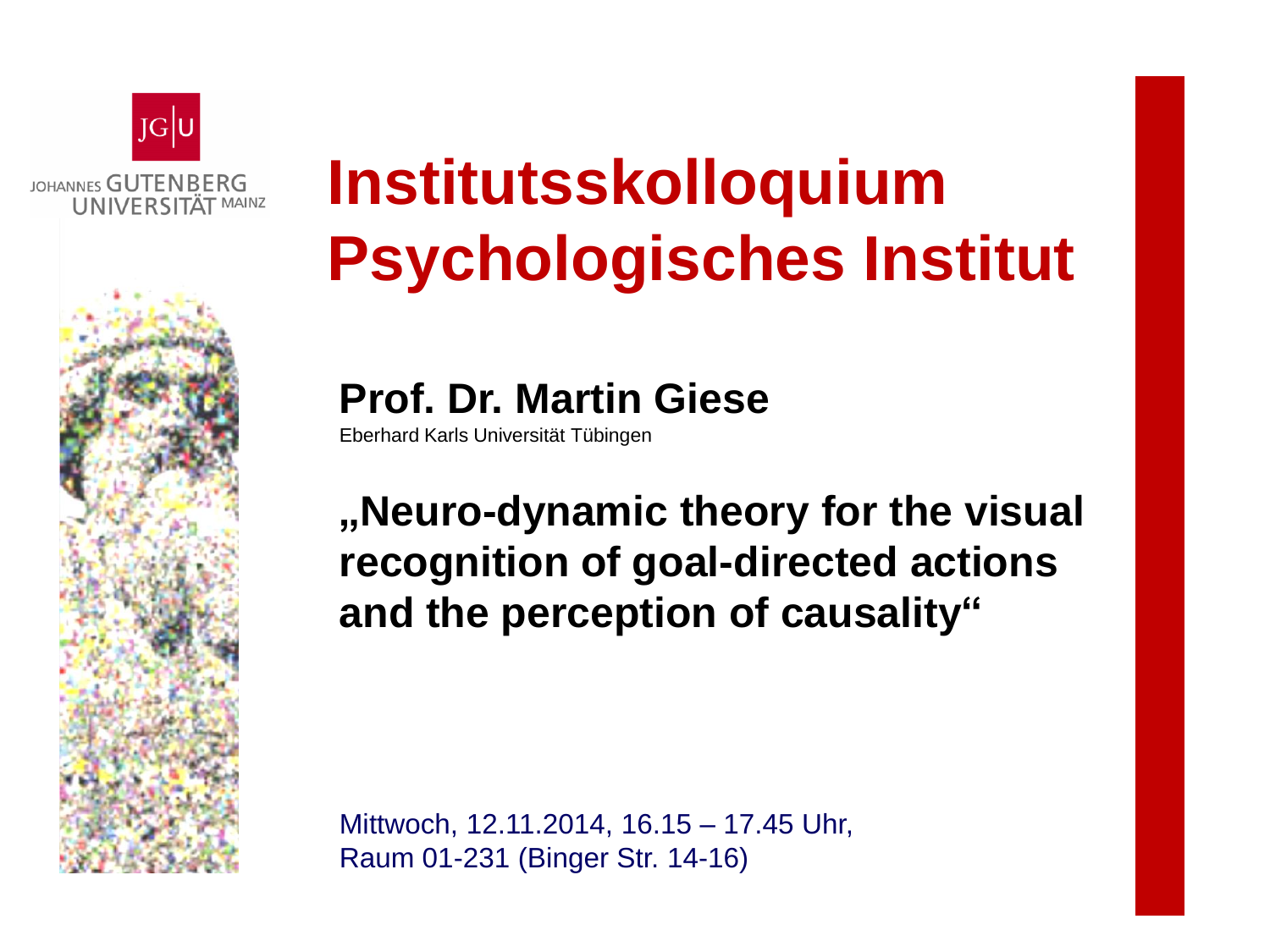JOHANNES GUTENBERG UNIVERSITÄT MAINZ

# Institutsskolloquium Psychologisches Institut

## Prof. Dr. Martin Giese

Eberhard Karls Universität Tübingen

## „Neuro-dynamic theory for the visual recognition of goal-directed actions and the perception of causality"

Mittwoch, 12.11.2014, 16.15 – 17.45 Uhr,
Raum 01-231 (Binger Str. 14-16)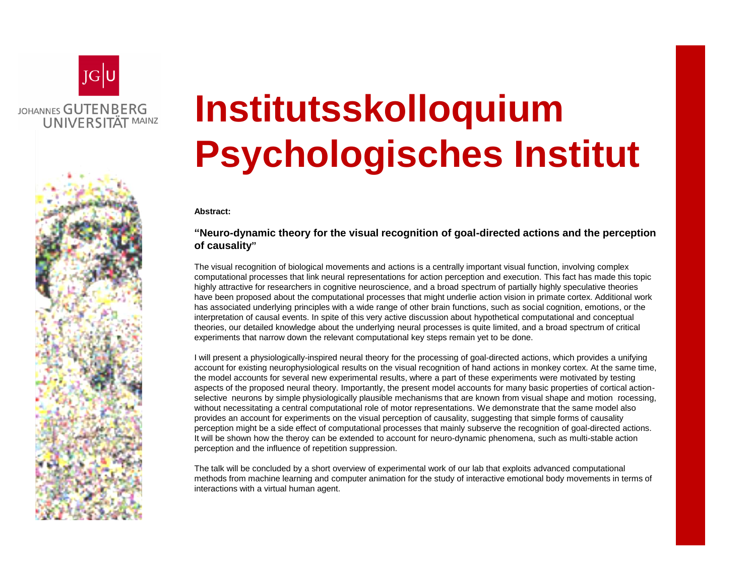JG|U

JOHANNES GUTENBERG UNIVERSITÄT MAINZ

# Institutsskolloquium Psychologisches Institut

**Abstract:**

**"Neuro-dynamic theory for the visual recognition of goal-directed actions and the perception of causality"**

The visual recognition of biological movements and actions is a centrally important visual function, involving complex computational processes that link neural representations for action perception and execution. This fact has made this topic highly attractive for researchers in cognitive neuroscience, and a broad spectrum of partially highly speculative theories have been proposed about the computational processes that might underlie action vision in primate cortex. Additional work has associated underlying principles with a wide range of other brain functions, such as social cognition, emotions, or the interpretation of causal events. In spite of this very active discussion about hypothetical computational and conceptual theories, our detailed knowledge about the underlying neural processes is quite limited, and a broad spectrum of critical experiments that narrow down the relevant computational key steps remain yet to be done.

I will present a physiologically-inspired neural theory for the processing of goal-directed actions, which provides a unifying account for existing neurophysiological results on the visual recognition of hand actions in monkey cortex. At the same time, the model accounts for several new experimental results, where a part of these experiments were motivated by testing aspects of the proposed neural theory. Importantly, the present model accounts for many basic properties of cortical action-selective neurons by simple physiologically plausible mechanisms that are known from visual shape and motion rocessing, without necessitating a central computational role of motor representations. We demonstrate that the same model also provides an account for experiments on the visual perception of causality, suggesting that simple forms of causality perception might be a side effect of computational processes that mainly subserve the recognition of goal-directed actions. It will be shown how the theroy can be extended to account for neuro-dynamic phenomena, such as multi-stable action perception and the influence of repetition suppression.

The talk will be concluded by a short overview of experimental work of our lab that exploits advanced computational methods from machine learning and computer animation for the study of interactive emotional body movements in terms of interactions with a virtual human agent.